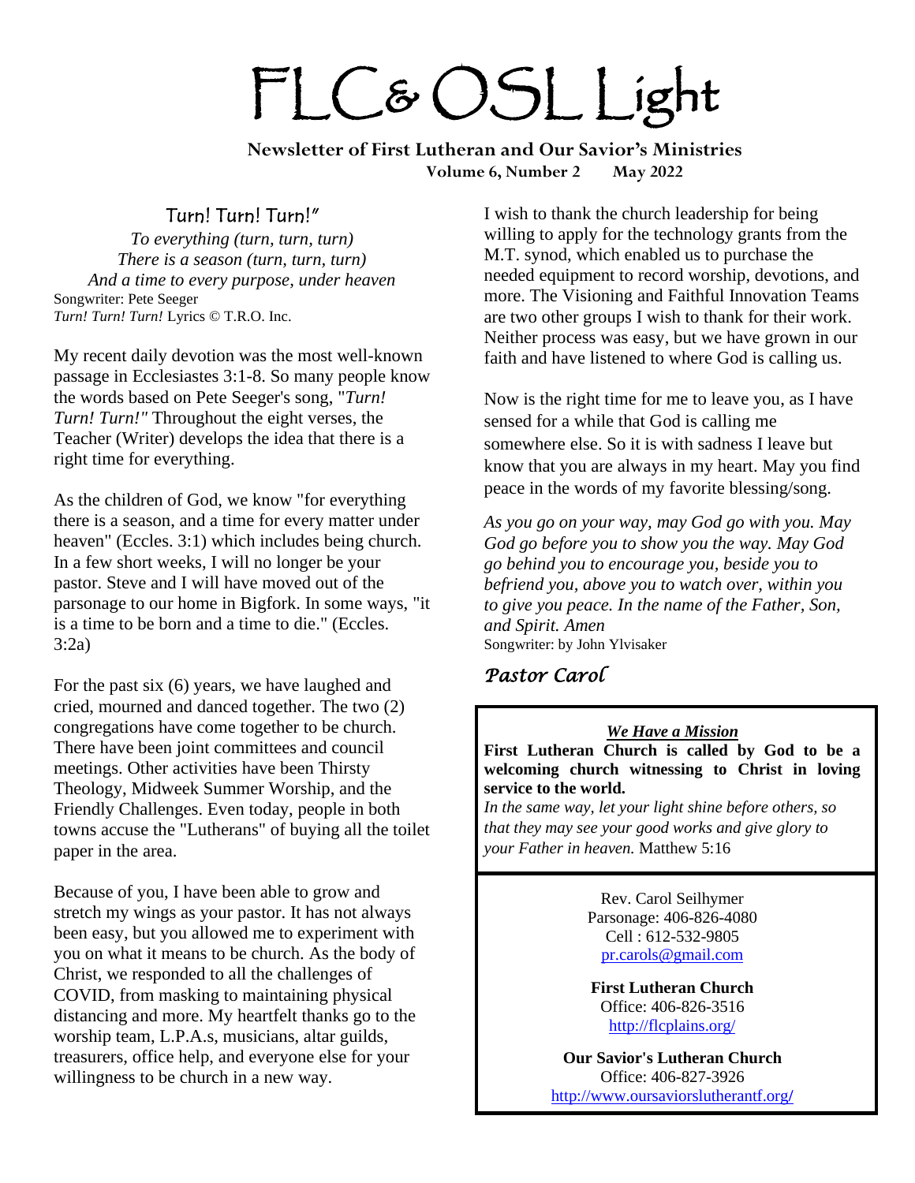# FLC& OSL Light

**Newsletter of First Lutheran and Our Savior's Ministries**
**Volume 6, Number 2 May 2022**

## Turn! Turn! Turn!"

*To everything (turn, turn, turn)*
*There is a season (turn, turn, turn)*
*And a time to every purpose, under heaven*
Songwriter: Pete Seeger
*Turn! Turn! Turn!* Lyrics © T.R.O. Inc.

My recent daily devotion was the most well-known passage in Ecclesiastes 3:1-8. So many people know the words based on Pete Seeger's song, "*Turn! Turn! Turn!"* Throughout the eight verses, the Teacher (Writer) develops the idea that there is a right time for everything.

As the children of God, we know "for everything there is a season, and a time for every matter under heaven" (Eccles. 3:1) which includes being church. In a few short weeks, I will no longer be your pastor. Steve and I will have moved out of the parsonage to our home in Bigfork. In some ways, "it is a time to be born and a time to die." (Eccles. 3:2a)

For the past six (6) years, we have laughed and cried, mourned and danced together. The two (2) congregations have come together to be church. There have been joint committees and council meetings. Other activities have been Thirsty Theology, Midweek Summer Worship, and the Friendly Challenges. Even today, people in both towns accuse the "Lutherans" of buying all the toilet paper in the area.

Because of you, I have been able to grow and stretch my wings as your pastor. It has not always been easy, but you allowed me to experiment with you on what it means to be church. As the body of Christ, we responded to all the challenges of COVID, from masking to maintaining physical distancing and more. My heartfelt thanks go to the worship team, L.P.A.s, musicians, altar guilds, treasurers, office help, and everyone else for your willingness to be church in a new way.

I wish to thank the church leadership for being willing to apply for the technology grants from the M.T. synod, which enabled us to purchase the needed equipment to record worship, devotions, and more. The Visioning and Faithful Innovation Teams are two other groups I wish to thank for their work. Neither process was easy, but we have grown in our faith and have listened to where God is calling us.

Now is the right time for me to leave you, as I have sensed for a while that God is calling me somewhere else. So it is with sadness I leave but know that you are always in my heart. May you find peace in the words of my favorite blessing/song.

*As you go on your way, may God go with you. May God go before you to show you the way. May God go behind you to encourage you, beside you to befriend you, above you to watch over, within you to give you peace. In the name of the Father, Son, and Spirit. Amen*
Songwriter: by John Ylvisaker

*Pastor Carol*

---

***We Have a Mission***

**First Lutheran Church is called by God to be a welcoming church witnessing to Christ in loving service to the world.**

*In the same way, let your light shine before others, so that they may see your good works and give glory to your Father in heaven.* Matthew 5:16

---

Rev. Carol Seilhymer
Parsonage: 406-826-4080
Cell : 612-532-9805
pr.carols@gmail.com

**First Lutheran Church**
Office: 406-826-3516
http://flcplains.org/

**Our Savior's Lutheran Church**
Office: 406-827-3926
http://www.oursaviorslutherantf.org/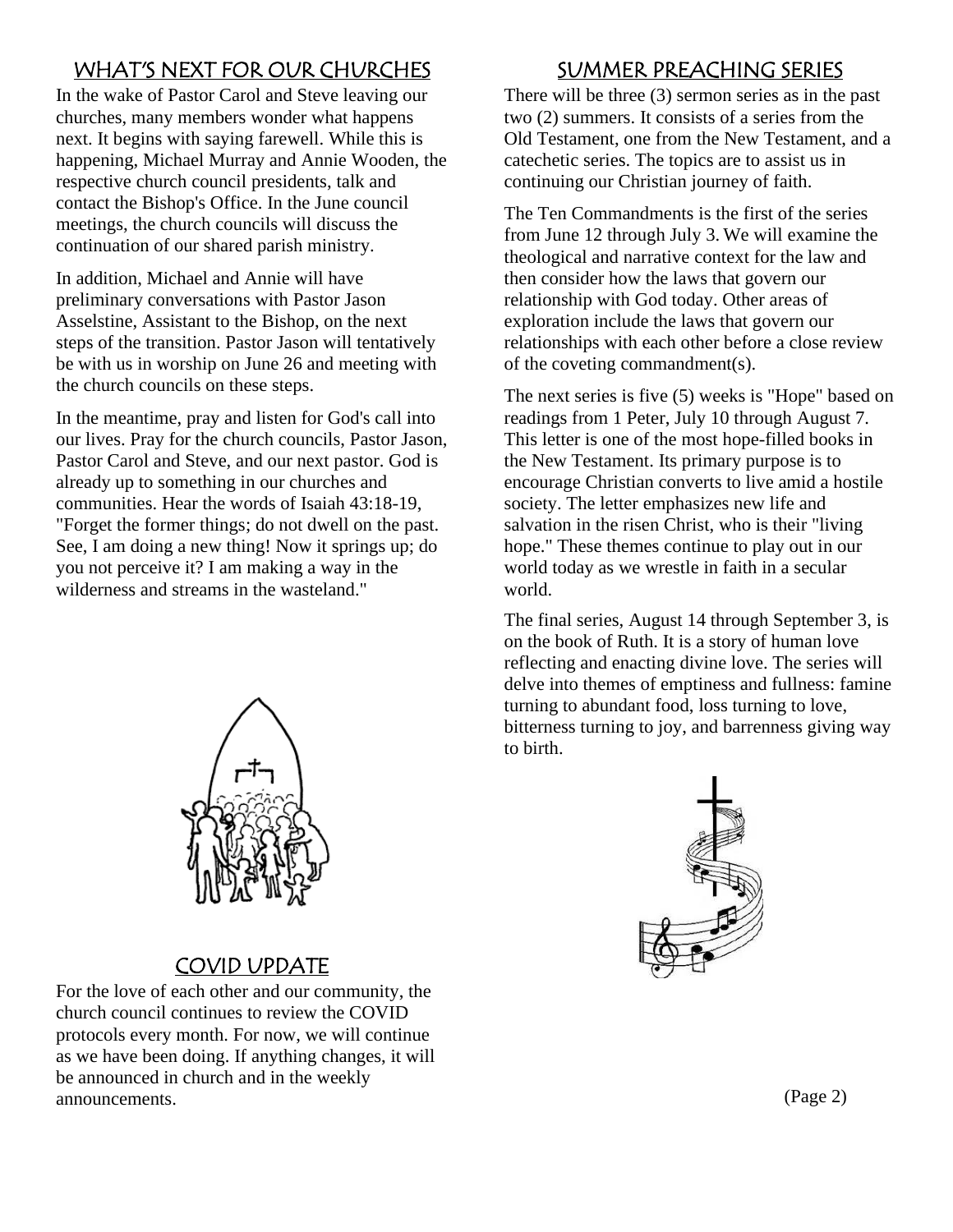## WHAT'S NEXT FOR OUR CHURCHES

In the wake of Pastor Carol and Steve leaving our churches, many members wonder what happens next. It begins with saying farewell. While this is happening, Michael Murray and Annie Wooden, the respective church council presidents, talk and contact the Bishop's Office. In the June council meetings, the church councils will discuss the continuation of our shared parish ministry.

In addition, Michael and Annie will have preliminary conversations with Pastor Jason Asselstine, Assistant to the Bishop, on the next steps of the transition. Pastor Jason will tentatively be with us in worship on June 26 and meeting with the church councils on these steps.

In the meantime, pray and listen for God's call into our lives. Pray for the church councils, Pastor Jason, Pastor Carol and Steve, and our next pastor. God is already up to something in our churches and communities. Hear the words of Isaiah 43:18-19, "Forget the former things; do not dwell on the past. See, I am doing a new thing! Now it springs up; do you not perceive it? I am making a way in the wilderness and streams in the wasteland."

## COVID UPDATE

For the love of each other and our community, the church council continues to review the COVID protocols every month. For now, we will continue as we have been doing. If anything changes, it will be announced in church and in the weekly announcements.

## SUMMER PREACHING SERIES

There will be three (3) sermon series as in the past two (2) summers. It consists of a series from the Old Testament, one from the New Testament, and a catechetic series. The topics are to assist us in continuing our Christian journey of faith.

The Ten Commandments is the first of the series from June 12 through July 3. We will examine the theological and narrative context for the law and then consider how the laws that govern our relationship with God today. Other areas of exploration include the laws that govern our relationships with each other before a close review of the coveting commandment(s).

The next series is five (5) weeks is "Hope" based on readings from 1 Peter, July 10 through August 7. This letter is one of the most hope-filled books in the New Testament. Its primary purpose is to encourage Christian converts to live amid a hostile society. The letter emphasizes new life and salvation in the risen Christ, who is their "living hope." These themes continue to play out in our world today as we wrestle in faith in a secular world.

The final series, August 14 through September 3, is on the book of Ruth. It is a story of human love reflecting and enacting divine love. The series will delve into themes of emptiness and fullness: famine turning to abundant food, loss turning to love, bitterness turning to joy, and barrenness giving way to birth.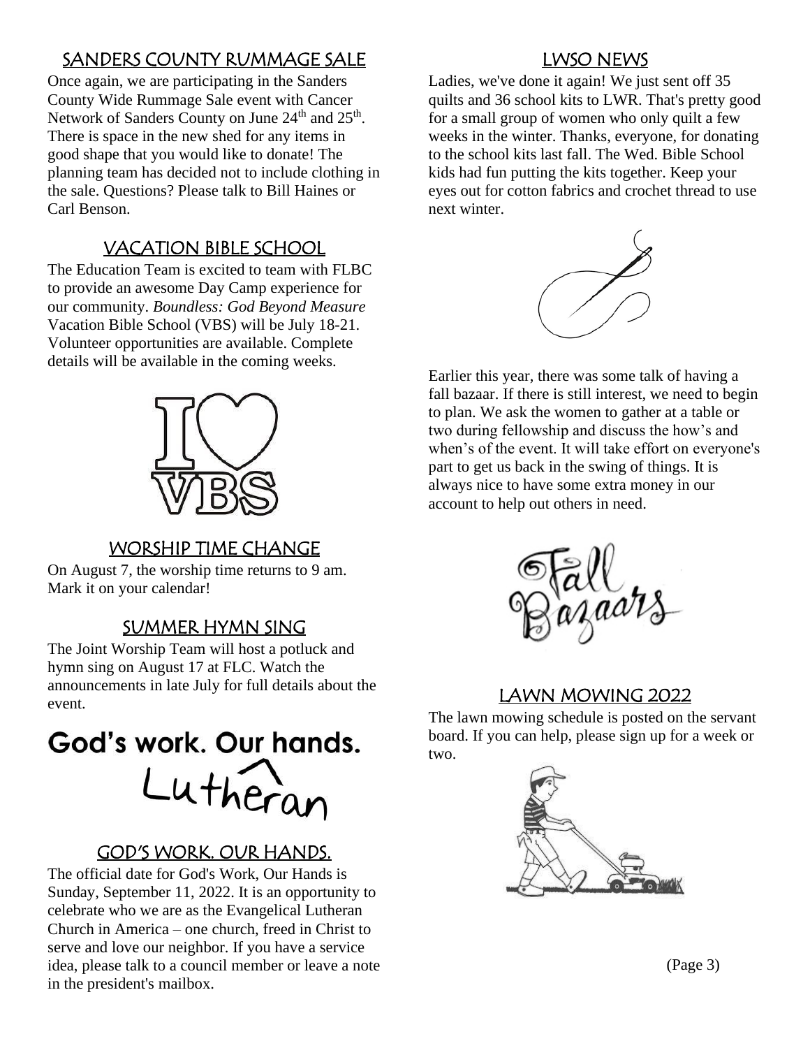## SANDERS COUNTY RUMMAGE SALE

Once again, we are participating in the Sanders County Wide Rummage Sale event with Cancer Network of Sanders County on June 24th and 25th. There is space in the new shed for any items in good shape that you would like to donate! The planning team has decided not to include clothing in the sale. Questions? Please talk to Bill Haines or Carl Benson.

## VACATION BIBLE SCHOOL

The Education Team is excited to team with FLBC to provide an awesome Day Camp experience for our community. *Boundless: God Beyond Measure* Vacation Bible School (VBS) will be July 18-21. Volunteer opportunities are available. Complete details will be available in the coming weeks.

## WORSHIP TIME CHANGE

On August 7, the worship time returns to 9 am. Mark it on your calendar!

## SUMMER HYMN SING

The Joint Worship Team will host a potluck and hymn sing on August 17 at FLC. Watch the announcements in late July for full details about the event.

## GOD'S WORK. OUR HANDS.

The official date for God's Work, Our Hands is Sunday, September 11, 2022. It is an opportunity to celebrate who we are as the Evangelical Lutheran Church in America – one church, freed in Christ to serve and love our neighbor. If you have a service idea, please talk to a council member or leave a note in the president's mailbox.

## LWSO NEWS

Ladies, we've done it again! We just sent off 35 quilts and 36 school kits to LWR. That's pretty good for a small group of women who only quilt a few weeks in the winter. Thanks, everyone, for donating to the school kits last fall. The Wed. Bible School kids had fun putting the kits together. Keep your eyes out for cotton fabrics and crochet thread to use next winter.

Earlier this year, there was some talk of having a fall bazaar. If there is still interest, we need to begin to plan. We ask the women to gather at a table or two during fellowship and discuss the how's and when's of the event. It will take effort on everyone's part to get us back in the swing of things. It is always nice to have some extra money in our account to help out others in need.

## LAWN MOWING 2022

The lawn mowing schedule is posted on the servant board. If you can help, please sign up for a week or two.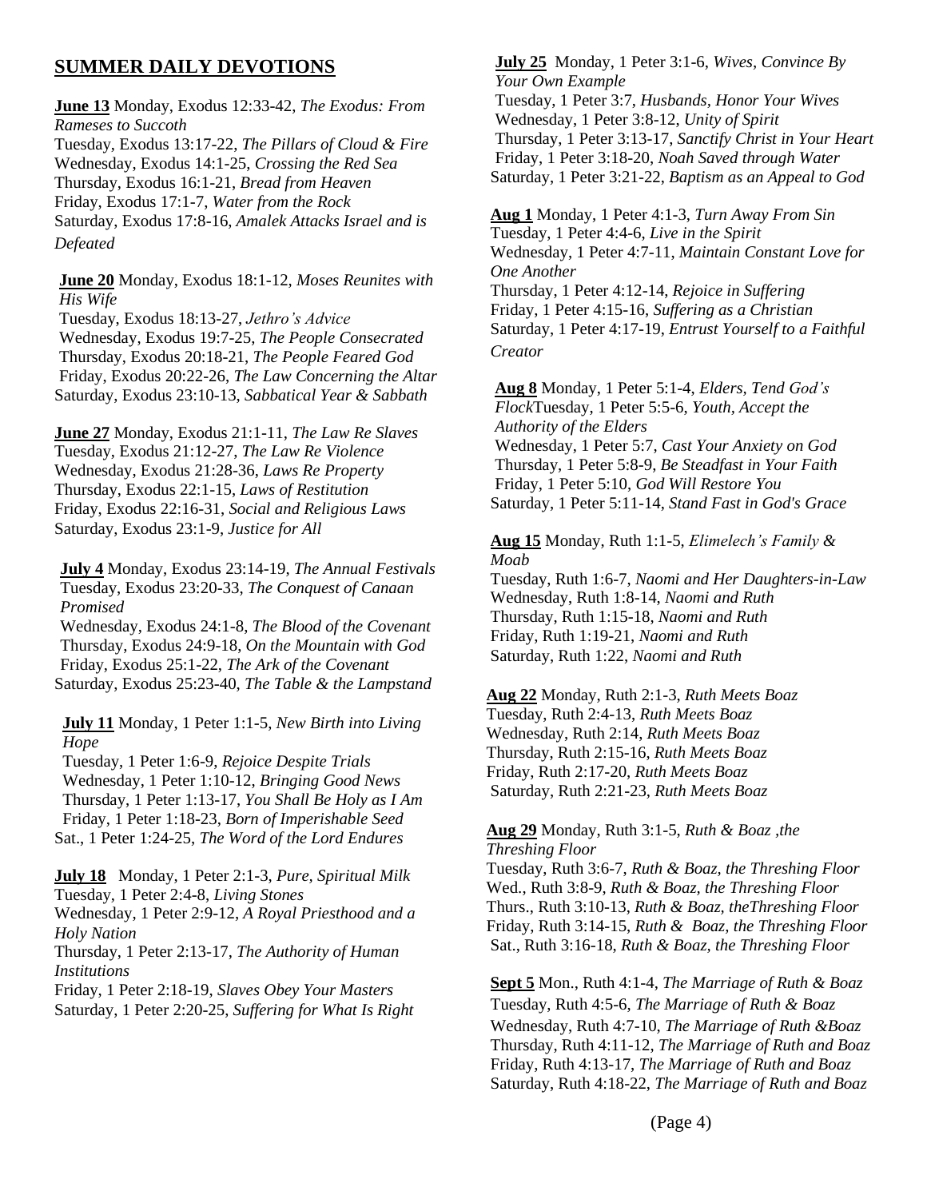## SUMMER DAILY DEVOTIONS

**June 13** Monday, Exodus 12:33-42, *The Exodus: From Rameses to Succoth*
Tuesday, Exodus 13:17-22, *The Pillars of Cloud & Fire*
Wednesday, Exodus 14:1-25, *Crossing the Red Sea*
Thursday, Exodus 16:1-21, *Bread from Heaven*
Friday, Exodus 17:1-7, *Water from the Rock*
Saturday, Exodus 17:8-16, *Amalek Attacks Israel and is Defeated*

**June 20** Monday, Exodus 18:1-12, *Moses Reunites with His Wife*
Tuesday, Exodus 18:13-27, *Jethro's Advice*
Wednesday, Exodus 19:7-25, *The People Consecrated*
Thursday, Exodus 20:18-21, *The People Feared God*
Friday, Exodus 20:22-26, *The Law Concerning the Altar*
Saturday, Exodus 23:10-13, *Sabbatical Year & Sabbath*

**June 27** Monday, Exodus 21:1-11, *The Law Re Slaves*
Tuesday, Exodus 21:12-27, *The Law Re Violence*
Wednesday, Exodus 21:28-36, *Laws Re Property*
Thursday, Exodus 22:1-15, *Laws of Restitution*
Friday, Exodus 22:16-31, *Social and Religious Laws*
Saturday, Exodus 23:1-9, *Justice for All*

**July 4** Monday, Exodus 23:14-19, *The Annual Festivals*
Tuesday, Exodus 23:20-33, *The Conquest of Canaan Promised*
Wednesday, Exodus 24:1-8, *The Blood of the Covenant*
Thursday, Exodus 24:9-18, *On the Mountain with God*
Friday, Exodus 25:1-22, *The Ark of the Covenant*
Saturday, Exodus 25:23-40, *The Table & the Lampstand*

**July 11** Monday, 1 Peter 1:1-5, *New Birth into Living Hope*
Tuesday, 1 Peter 1:6-9, *Rejoice Despite Trials*
Wednesday, 1 Peter 1:10-12, *Bringing Good News*
Thursday, 1 Peter 1:13-17, *You Shall Be Holy as I Am*
Friday, 1 Peter 1:18-23, *Born of Imperishable Seed*
Sat., 1 Peter 1:24-25, *The Word of the Lord Endures*

**July 18** Monday, 1 Peter 2:1-3, *Pure, Spiritual Milk*
Tuesday, 1 Peter 2:4-8, *Living Stones*
Wednesday, 1 Peter 2:9-12, *A Royal Priesthood and a Holy Nation*
Thursday, 1 Peter 2:13-17, *The Authority of Human Institutions*
Friday, 1 Peter 2:18-19, *Slaves Obey Your Masters*
Saturday, 1 Peter 2:20-25, *Suffering for What Is Right*

**July 25** Monday, 1 Peter 3:1-6, *Wives, Convince By Your Own Example*
Tuesday, 1 Peter 3:7, *Husbands, Honor Your Wives*
Wednesday, 1 Peter 3:8-12, *Unity of Spirit*
Thursday, 1 Peter 3:13-17, *Sanctify Christ in Your Heart*
Friday, 1 Peter 3:18-20, *Noah Saved through Water*
Saturday, 1 Peter 3:21-22, *Baptism as an Appeal to God*

**Aug 1** Monday, 1 Peter 4:1-3, *Turn Away From Sin*
Tuesday, 1 Peter 4:4-6, *Live in the Spirit*
Wednesday, 1 Peter 4:7-11, *Maintain Constant Love for One Another*
Thursday, 1 Peter 4:12-14, *Rejoice in Suffering*
Friday, 1 Peter 4:15-16, *Suffering as a Christian*
Saturday, 1 Peter 4:17-19, *Entrust Yourself to a Faithful Creator*

**Aug 8** Monday, 1 Peter 5:1-4, *Elders, Tend God's Flock*Tuesday, 1 Peter 5:5-6, *Youth, Accept the Authority of the Elders*
Wednesday, 1 Peter 5:7, *Cast Your Anxiety on God*
Thursday, 1 Peter 5:8-9, *Be Steadfast in Your Faith*
Friday, 1 Peter 5:10, *God Will Restore You*
Saturday, 1 Peter 5:11-14, *Stand Fast in God's Grace*

**Aug 15** Monday, Ruth 1:1-5, *Elimelech's Family & Moab*
Tuesday, Ruth 1:6-7, *Naomi and Her Daughters-in-Law*
Wednesday, Ruth 1:8-14, *Naomi and Ruth*
Thursday, Ruth 1:15-18, *Naomi and Ruth*
Friday, Ruth 1:19-21, *Naomi and Ruth*
Saturday, Ruth 1:22, *Naomi and Ruth*

**Aug 22** Monday, Ruth 2:1-3, *Ruth Meets Boaz*
Tuesday, Ruth 2:4-13, *Ruth Meets Boaz*
Wednesday, Ruth 2:14, *Ruth Meets Boaz*
Thursday, Ruth 2:15-16, *Ruth Meets Boaz*
Friday, Ruth 2:17-20, *Ruth Meets Boaz*
Saturday, Ruth 2:21-23, *Ruth Meets Boaz*

**Aug 29** Monday, Ruth 3:1-5, *Ruth & Boaz ,the Threshing Floor*
Tuesday, Ruth 3:6-7, *Ruth & Boaz, the Threshing Floor*
Wed., Ruth 3:8-9, *Ruth & Boaz, the Threshing Floor*
Thurs., Ruth 3:10-13, *Ruth & Boaz, theThreshing Floor*
Friday, Ruth 3:14-15, *Ruth & Boaz, the Threshing Floor*
Sat., Ruth 3:16-18, *Ruth & Boaz, the Threshing Floor*

**Sept 5** Mon., Ruth 4:1-4, *The Marriage of Ruth & Boaz*
Tuesday, Ruth 4:5-6, *The Marriage of Ruth & Boaz*
Wednesday, Ruth 4:7-10, *The Marriage of Ruth &Boaz*
Thursday, Ruth 4:11-12, *The Marriage of Ruth and Boaz*
Friday, Ruth 4:13-17, *The Marriage of Ruth and Boaz*
Saturday, Ruth 4:18-22, *The Marriage of Ruth and Boaz*